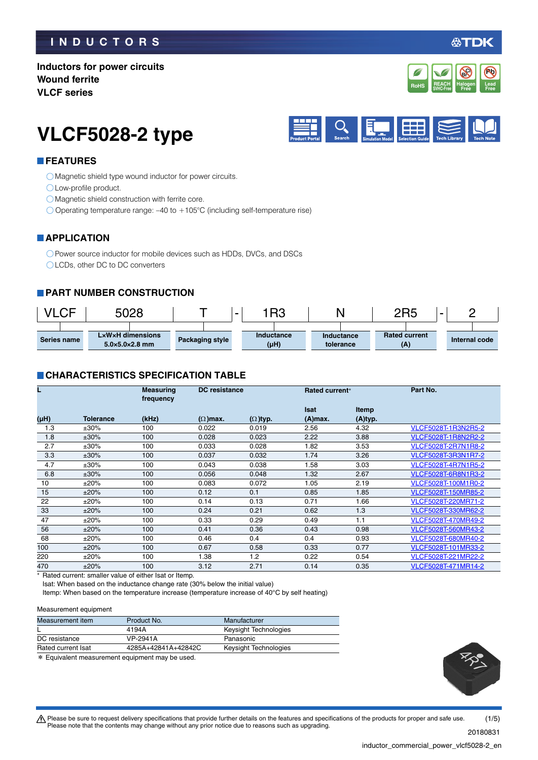INDUCTORS

TDK

**Inductors for power circuits**
**Wound ferrite**
**VLCF series**

# VLCF5028-2 type

## FEATURES

- ◯Magnetic shield type wound inductor for power circuits.
- ◯Low-profile product.
- ◯Magnetic shield construction with ferrite core.
- ◯Operating temperature range: –40 to +105°C (including self-temperature rise)

## APPLICATION

- ◯Power source inductor for mobile devices such as HDDs, DVCs, and DSCs
- ◯LCDs, other DC to DC converters

## PART NUMBER CONSTRUCTION

| VLCF | 5028 | T | - | 1R3 | N | 2R5 | - | 2 |
|---|---|---|---|---|---|---|---|---|
| Series name | L×W×H dimensions 5.0×5.0×2.8 mm | Packaging style | | Inductance (µH) | Inductance tolerance | Rated current (A) | | Internal code |

## CHARACTERISTICS SPECIFICATION TABLE

| L (µH) | Tolerance | Measuring frequency (kHz) | DC resistance (Ω)max. | DC resistance (Ω)typ. | Rated current* Isat (A)max. | Rated current* Itemp (A)typ. | Part No. |
|---|---|---|---|---|---|---|---|
| 1.3 | ±30% | 100 | 0.022 | 0.019 | 2.56 | 4.32 | VLCF5028T-1R3N2R5-2 |
| 1.8 | ±30% | 100 | 0.028 | 0.023 | 2.22 | 3.88 | VLCF5028T-1R8N2R2-2 |
| 2.7 | ±30% | 100 | 0.033 | 0.028 | 1.82 | 3.53 | VLCF5028T-2R7N1R8-2 |
| 3.3 | ±30% | 100 | 0.037 | 0.032 | 1.74 | 3.26 | VLCF5028T-3R3N1R7-2 |
| 4.7 | ±30% | 100 | 0.043 | 0.038 | 1.58 | 3.03 | VLCF5028T-4R7N1R5-2 |
| 6.8 | ±30% | 100 | 0.056 | 0.048 | 1.32 | 2.67 | VLCF5028T-6R8N1R3-2 |
| 10 | ±20% | 100 | 0.083 | 0.072 | 1.05 | 2.19 | VLCF5028T-100M1R0-2 |
| 15 | ±20% | 100 | 0.12 | 0.1 | 0.85 | 1.85 | VLCF5028T-150MR85-2 |
| 22 | ±20% | 100 | 0.14 | 0.13 | 0.71 | 1.66 | VLCF5028T-220MR71-2 |
| 33 | ±20% | 100 | 0.24 | 0.21 | 0.62 | 1.3 | VLCF5028T-330MR62-2 |
| 47 | ±20% | 100 | 0.33 | 0.29 | 0.49 | 1.1 | VLCF5028T-470MR49-2 |
| 56 | ±20% | 100 | 0.41 | 0.36 | 0.43 | 0.98 | VLCF5028T-560MR43-2 |
| 68 | ±20% | 100 | 0.46 | 0.4 | 0.4 | 0.93 | VLCF5028T-680MR40-2 |
| 100 | ±20% | 100 | 0.67 | 0.58 | 0.33 | 0.77 | VLCF5028T-101MR33-2 |
| 220 | ±20% | 100 | 1.38 | 1.2 | 0.22 | 0.54 | VLCF5028T-221MR22-2 |
| 470 | ±20% | 100 | 3.12 | 2.71 | 0.14 | 0.35 | VLCF5028T-471MR14-2 |

\* Rated current: smaller value of either Isat or Itemp.
Isat: When based on the inductance change rate (30% below the initial value)
Itemp: When based on the temperature increase (temperature increase of 40°C by self heating)

Measurement equipment

| Measurement item | Product No. | Manufacturer |
|---|---|---|
| L | 4194A | Keysight Technologies |
| DC resistance | VP-2941A | Panasonic |
| Rated current Isat | 4285A+42841A+42842C | Keysight Technologies |

\* Equivalent measurement equipment may be used.

⚠ Please be sure to request delivery specifications that provide further details on the features and specifications of the products for proper and safe use.
Please note that the contents may change without any prior notice due to reasons such as upgrading.

20180831

inductor_commercial_power_vlcf5028-2_en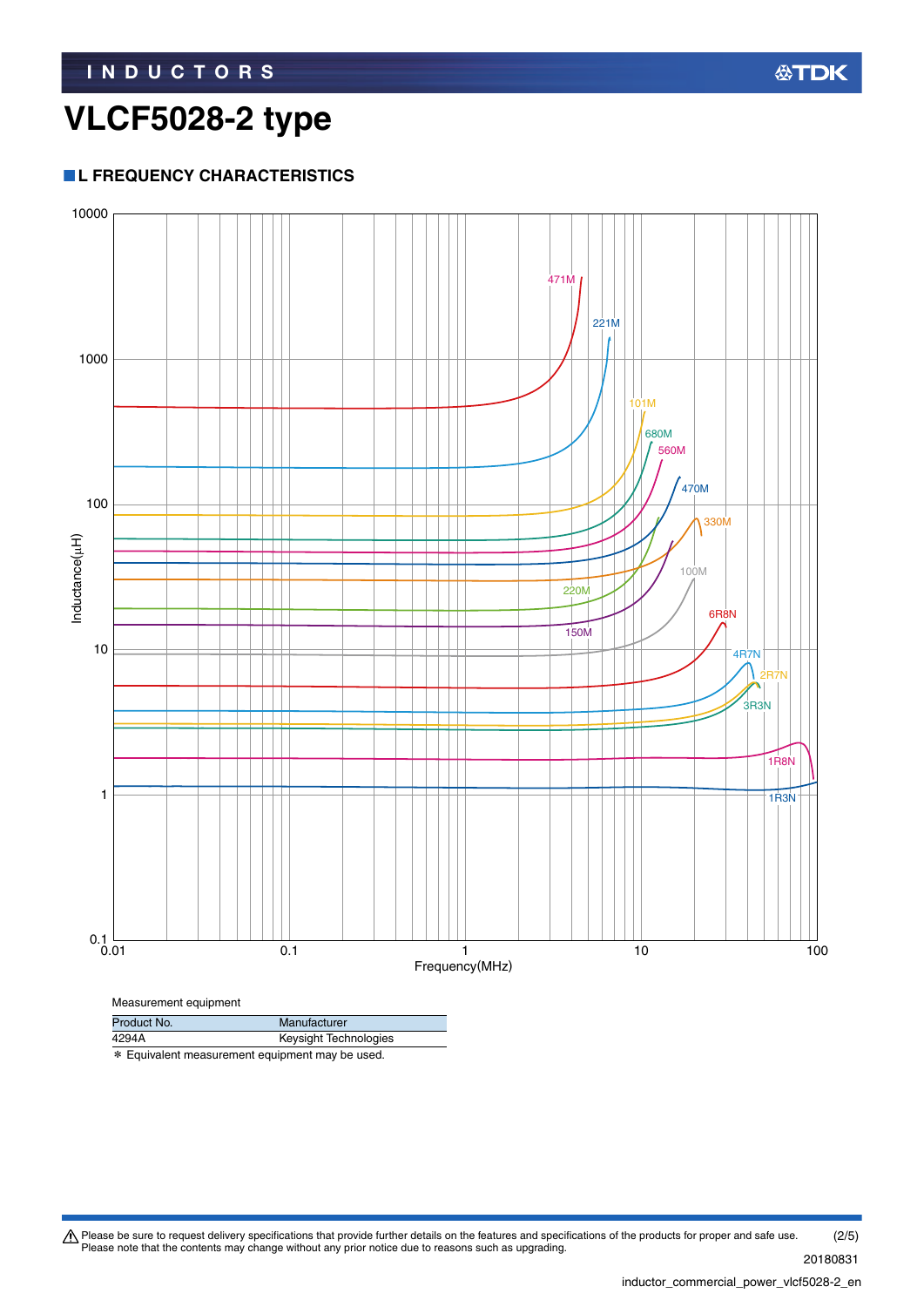# VLCF5028-2 type

## L FREQUENCY CHARACTERISTICS

Measurement equipment

| Product No. | Manufacturer |
|---|---|
| 4294A | Keysight Technologies |

* Equivalent measurement equipment may be used.

Please be sure to request delivery specifications that provide further details on the features and specifications of the products for proper and safe use.
Please note that the contents may change without any prior notice due to reasons such as upgrading.

20180831

inductor_commercial_power_vlcf5028-2_en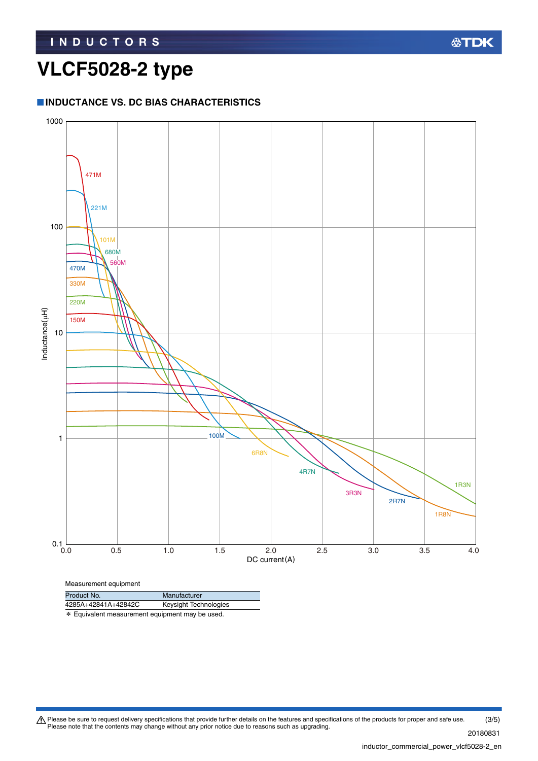# VLCF5028-2 type

## INDUCTANCE VS. DC BIAS CHARACTERISTICS

Measurement equipment

| Product No. | Manufacturer |
|---|---|
| 4285A+42841A+42842C | Keysight Technologies |

* Equivalent measurement equipment may be used.

⚠ Please be sure to request delivery specifications that provide further details on the features and specifications of the products for proper and safe use.
Please note that the contents may change without any prior notice due to reasons such as upgrading.

20180831

inductor_commercial_power_vlcf5028-2_en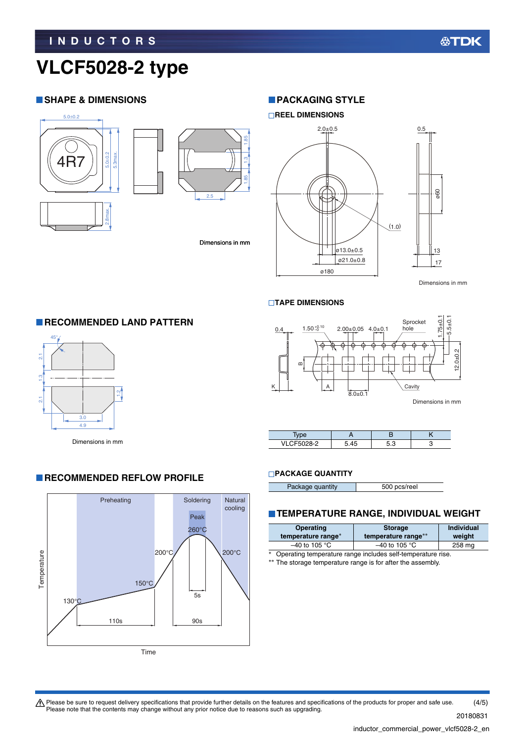# VLCF5028-2 type

## SHAPE & DIMENSIONS

Dimensions in mm

## PACKAGING STYLE

### REEL DIMENSIONS

Dimensions in mm

### TAPE DIMENSIONS

Dimensions in mm

| Type | A | B | K |
|---|---|---|---|
| VLCF5028-2 | 5.45 | 5.3 | 3 |

### PACKAGE QUANTITY

| Package quantity | 500 pcs/reel |
|---|---|

## RECOMMENDED LAND PATTERN

Dimensions in mm

## RECOMMENDED REFLOW PROFILE

## TEMPERATURE RANGE, INDIVIDUAL WEIGHT

| Operating temperature range* | Storage temperature range** | Individual weight |
|---|---|---|
| –40 to 105 °C | –40 to 105 °C | 258 mg |

\* Operating temperature range includes self-temperature rise.
** The storage temperature range is for after the assembly.

⚠ Please be sure to request delivery specifications that provide further details on the features and specifications of the products for proper and safe use. Please note that the contents may change without any prior notice due to reasons such as upgrading.

20180831

inductor_commercial_power_vlcf5028-2_en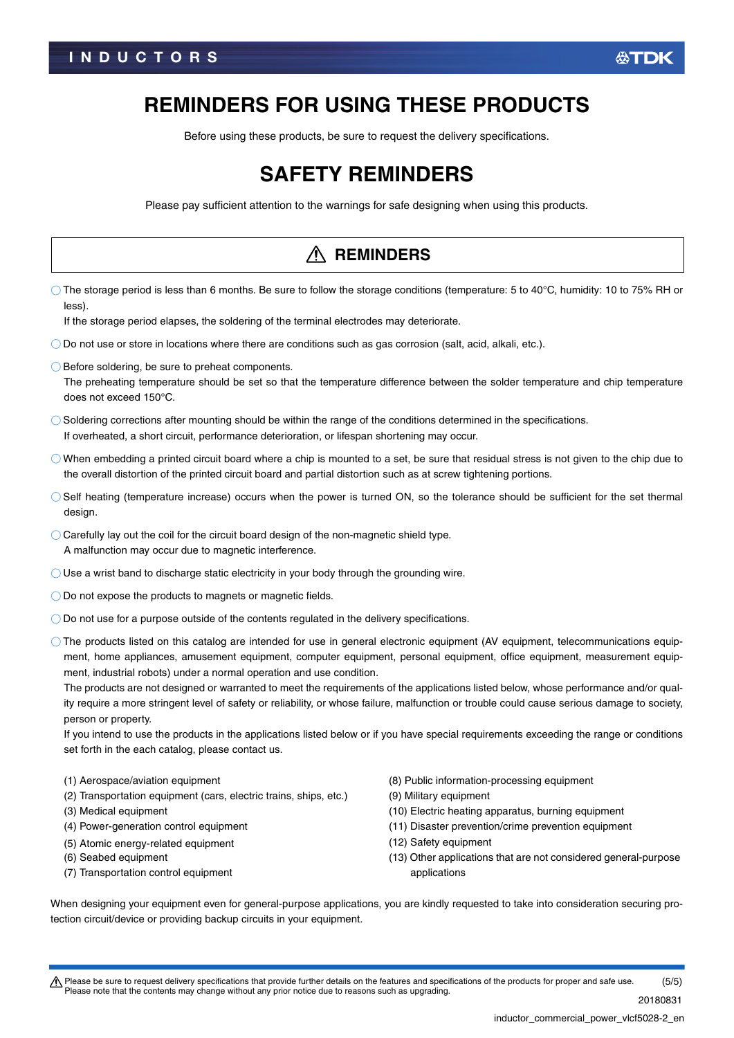# REMINDERS FOR USING THESE PRODUCTS

Before using these products, be sure to request the delivery specifications.

# SAFETY REMINDERS

Please pay sufficient attention to the warnings for safe designing when using this products.

## ⚠ REMINDERS

- The storage period is less than 6 months. Be sure to follow the storage conditions (temperature: 5 to 40°C, humidity: 10 to 75% RH or less).
  If the storage period elapses, the soldering of the terminal electrodes may deteriorate.
- Do not use or store in locations where there are conditions such as gas corrosion (salt, acid, alkali, etc.).
- Before soldering, be sure to preheat components.
  The preheating temperature should be set so that the temperature difference between the solder temperature and chip temperature does not exceed 150°C.
- Soldering corrections after mounting should be within the range of the conditions determined in the specifications.
  If overheated, a short circuit, performance deterioration, or lifespan shortening may occur.
- When embedding a printed circuit board where a chip is mounted to a set, be sure that residual stress is not given to the chip due to the overall distortion of the printed circuit board and partial distortion such as at screw tightening portions.
- Self heating (temperature increase) occurs when the power is turned ON, so the tolerance should be sufficient for the set thermal design.
- Carefully lay out the coil for the circuit board design of the non-magnetic shield type.
  A malfunction may occur due to magnetic interference.
- Use a wrist band to discharge static electricity in your body through the grounding wire.
- Do not expose the products to magnets or magnetic fields.
- Do not use for a purpose outside of the contents regulated in the delivery specifications.
- The products listed on this catalog are intended for use in general electronic equipment (AV equipment, telecommunications equipment, home appliances, amusement equipment, computer equipment, personal equipment, office equipment, measurement equipment, industrial robots) under a normal operation and use condition.
  The products are not designed or warranted to meet the requirements of the applications listed below, whose performance and/or quality require a more stringent level of safety or reliability, or whose failure, malfunction or trouble could cause serious damage to society, person or property.
  If you intend to use the products in the applications listed below or if you have special requirements exceeding the range or conditions set forth in the each catalog, please contact us.

(1) Aerospace/aviation equipment
(2) Transportation equipment (cars, electric trains, ships, etc.)
(3) Medical equipment
(4) Power-generation control equipment
(5) Atomic energy-related equipment
(6) Seabed equipment
(7) Transportation control equipment
(8) Public information-processing equipment
(9) Military equipment
(10) Electric heating apparatus, burning equipment
(11) Disaster prevention/crime prevention equipment
(12) Safety equipment
(13) Other applications that are not considered general-purpose applications

When designing your equipment even for general-purpose applications, you are kindly requested to take into consideration securing protection circuit/device or providing backup circuits in your equipment.

⚠ Please be sure to request delivery specifications that provide further details on the features and specifications of the products for proper and safe use.
Please note that the contents may change without any prior notice due to reasons such as upgrading.

20180831

inductor_commercial_power_vlcf5028-2_en